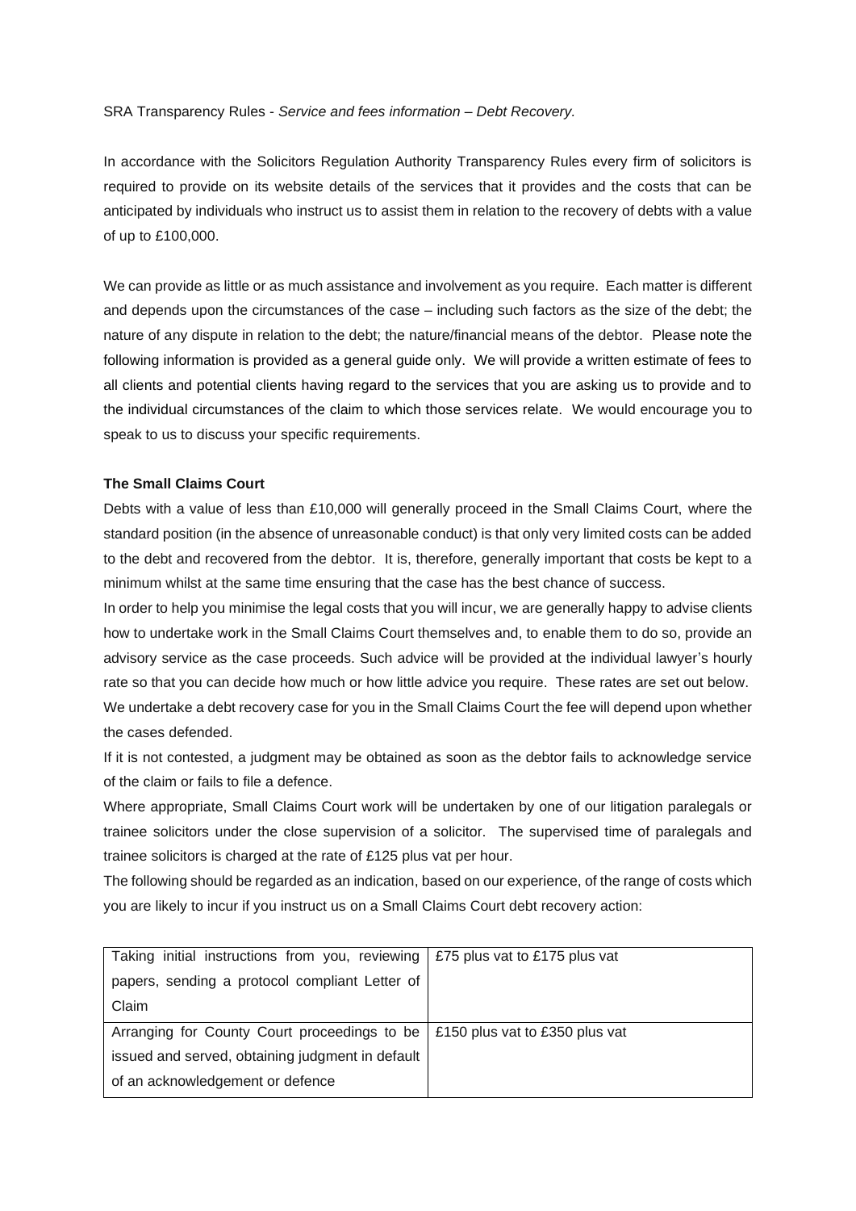SRA Transparency Rules - *Service and fees information – Debt Recovery.*

In accordance with the Solicitors Regulation Authority Transparency Rules every firm of solicitors is required to provide on its website details of the services that it provides and the costs that can be anticipated by individuals who instruct us to assist them in relation to the recovery of debts with a value of up to £100,000.

We can provide as little or as much assistance and involvement as you require. Each matter is different and depends upon the circumstances of the case – including such factors as the size of the debt; the nature of any dispute in relation to the debt; the nature/financial means of the debtor. Please note the following information is provided as a general guide only. We will provide a written estimate of fees to all clients and potential clients having regard to the services that you are asking us to provide and to the individual circumstances of the claim to which those services relate. We would encourage you to speak to us to discuss your specific requirements.

**The Small Claims Court**

Debts with a value of less than £10,000 will generally proceed in the Small Claims Court, where the standard position (in the absence of unreasonable conduct) is that only very limited costs can be added to the debt and recovered from the debtor. It is, therefore, generally important that costs be kept to a minimum whilst at the same time ensuring that the case has the best chance of success.

In order to help you minimise the legal costs that you will incur, we are generally happy to advise clients how to undertake work in the Small Claims Court themselves and, to enable them to do so, provide an advisory service as the case proceeds. Such advice will be provided at the individual lawyer's hourly rate so that you can decide how much or how little advice you require. These rates are set out below.

We undertake a debt recovery case for you in the Small Claims Court the fee will depend upon whether the cases defended.

If it is not contested, a judgment may be obtained as soon as the debtor fails to acknowledge service of the claim or fails to file a defence.

Where appropriate, Small Claims Court work will be undertaken by one of our litigation paralegals or trainee solicitors under the close supervision of a solicitor. The supervised time of paralegals and trainee solicitors is charged at the rate of £125 plus vat per hour.

The following should be regarded as an indication, based on our experience, of the range of costs which you are likely to incur if you instruct us on a Small Claims Court debt recovery action:

| | |
|---|---|
| Taking initial instructions from you, reviewing papers, sending a protocol compliant Letter of Claim | £75 plus vat to £175 plus vat |
| Arranging for County Court proceedings to be issued and served, obtaining judgment in default of an acknowledgement or defence | £150 plus vat to £350 plus vat |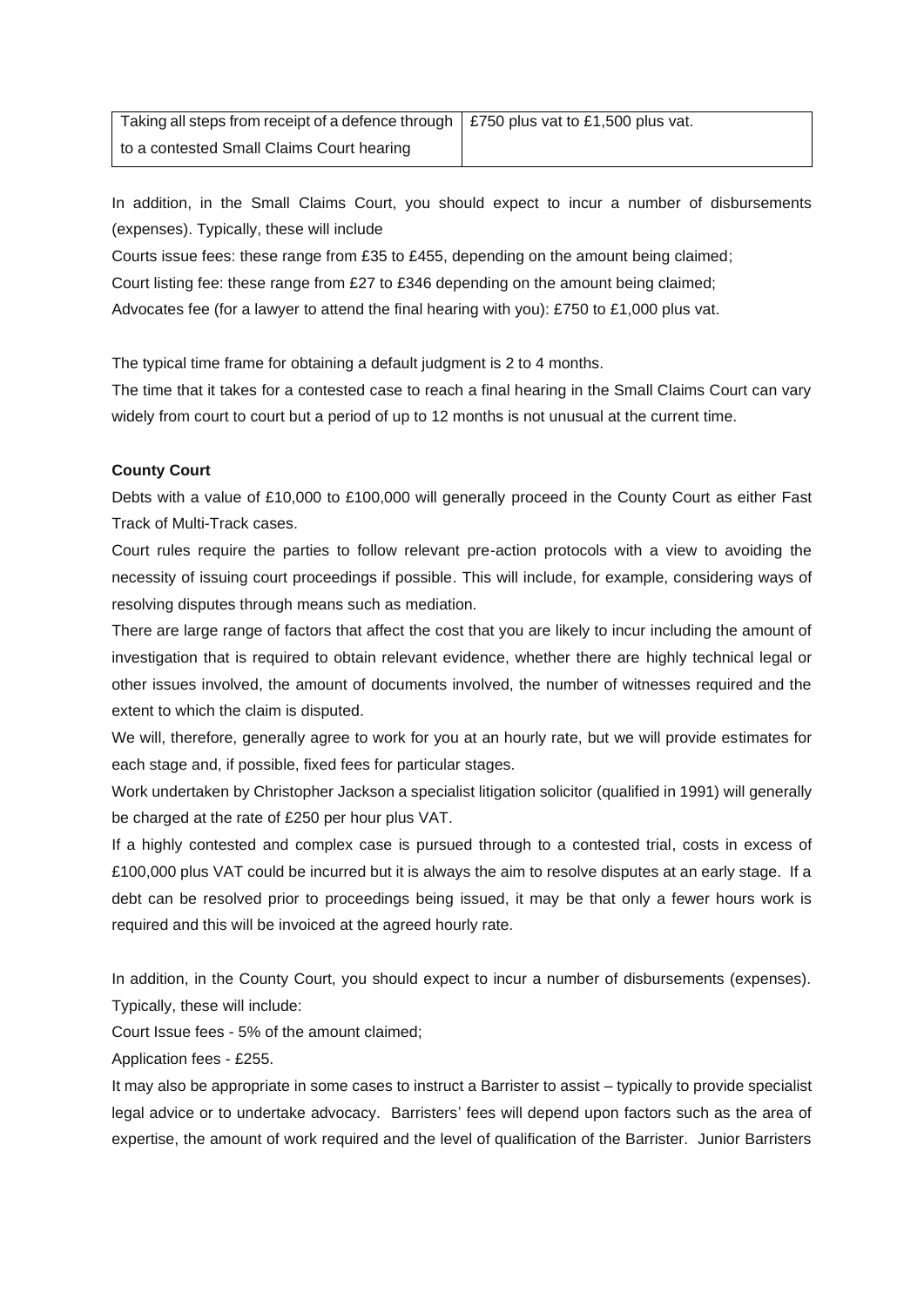| Taking all steps from receipt of a defence through to a contested Small Claims Court hearing | £750 plus vat to £1,500 plus vat. |
| --- | --- |

In addition, in the Small Claims Court, you should expect to incur a number of disbursements (expenses). Typically, these will include

Courts issue fees: these range from £35 to £455, depending on the amount being claimed;

Court listing fee: these range from £27 to £346 depending on the amount being claimed;

Advocates fee (for a lawyer to attend the final hearing with you): £750 to £1,000 plus vat.

The typical time frame for obtaining a default judgment is 2 to 4 months.

The time that it takes for a contested case to reach a final hearing in the Small Claims Court can vary widely from court to court but a period of up to 12 months is not unusual at the current time.

**County Court**

Debts with a value of £10,000 to £100,000 will generally proceed in the County Court as either Fast Track of Multi-Track cases.

Court rules require the parties to follow relevant pre-action protocols with a view to avoiding the necessity of issuing court proceedings if possible. This will include, for example, considering ways of resolving disputes through means such as mediation.

There are large range of factors that affect the cost that you are likely to incur including the amount of investigation that is required to obtain relevant evidence, whether there are highly technical legal or other issues involved, the amount of documents involved, the number of witnesses required and the extent to which the claim is disputed.

We will, therefore, generally agree to work for you at an hourly rate, but we will provide estimates for each stage and, if possible, fixed fees for particular stages.

Work undertaken by Christopher Jackson a specialist litigation solicitor (qualified in 1991) will generally be charged at the rate of £250 per hour plus VAT.

If a highly contested and complex case is pursued through to a contested trial, costs in excess of £100,000 plus VAT could be incurred but it is always the aim to resolve disputes at an early stage. If a debt can be resolved prior to proceedings being issued, it may be that only a fewer hours work is required and this will be invoiced at the agreed hourly rate.

In addition, in the County Court, you should expect to incur a number of disbursements (expenses). Typically, these will include:

Court Issue fees - 5% of the amount claimed;

Application fees - £255.

It may also be appropriate in some cases to instruct a Barrister to assist – typically to provide specialist legal advice or to undertake advocacy. Barristers' fees will depend upon factors such as the area of expertise, the amount of work required and the level of qualification of the Barrister. Junior Barristers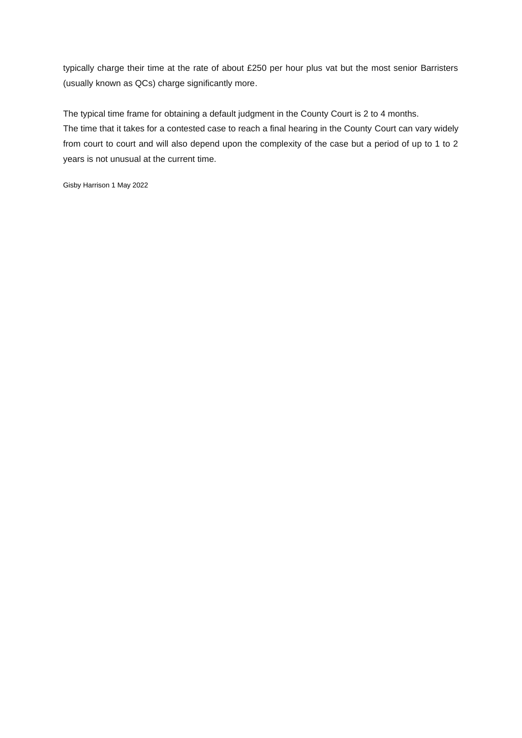typically charge their time at the rate of about £250 per hour plus vat but the most senior Barristers (usually known as QCs) charge significantly more.

The typical time frame for obtaining a default judgment in the County Court is 2 to 4 months.
The time that it takes for a contested case to reach a final hearing in the County Court can vary widely from court to court and will also depend upon the complexity of the case but a period of up to 1 to 2 years is not unusual at the current time.

Gisby Harrison 1 May 2022